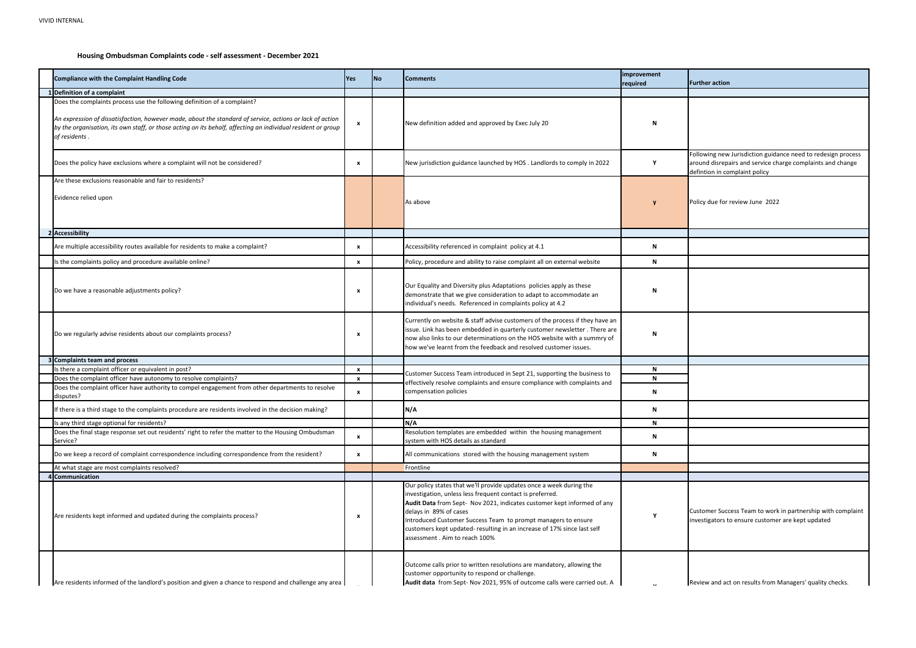VIVID INTERNAL

# Housing Ombudsman Complaints code - self assessment - December 2021

| | Compliance with the Complaint Handling Code | Yes | No | Comments | improvement required | Further action |
|---|---|---|---|---|---|---|
| 1 | **Definition of a complaint** | | | | | |
| | Does the complaints process use the following definition of a complaint?<br><br>*An expression of dissatisfaction, however made, about the standard of service, actions or lack of action by the organisation, its own staff, or those acting on its behalf, affecting an individual resident or group of residents .* | x | | New definition added and approved by Exec July 20 | N | |
| | Does the policy have exclusions where a complaint will not be considered? | x | | New jurisdiction guidance launched by HOS . Landlords to comply in 2022 | Y | Following new Jurisdiction guidance need to redesign process around disrepairs and service charge complaints and change defintion in complaint policy |
| | Are these exclusions reasonable and fair to residents?<br><br>Evidence relied upon | | | As above | y | Policy due for review June 2022 |
| 2 | **Accessibility** | | | | | |
| | Are multiple accessibility routes available for residents to make a complaint? | x | | Accessibility referenced in complaint policy at 4.1 | N | |
| | Is the complaints policy and procedure available online? | x | | Policy, procedure and ability to raise complaint all on external website | N | |
| | Do we have a reasonable adjustments policy? | x | | Our Equality and Diversity plus Adaptations policies apply as these demonstrate that we give consideration to adapt to accommodate an individual's needs. Referenced in complaints policy at 4.2 | N | |
| | Do we regularly advise residents about our complaints process? | x | | Currently on website & staff advise customers of the process if they have an issue. Link has been embedded in quarterly customer newsletter . There are now also links to our determinations on the HOS website with a summry of how we've learnt from the feedback and resolved customer issues. | N | |
| 3 | **Complaints team and process** | | | | | |
| | Is there a complaint officer or equivalent in post? | x | | Customer Success Team introduced in Sept 21, supporting the business to effectively resolve complaints and ensure compliance with complaints and compensation policies | N | |
| | Does the complaint officer have autonomy to resolve complaints? | x | | | N | |
| | Does the complaint officer have authority to compel engagement from other departments to resolve disputes? | x | | | N | |
| | If there is a third stage to the complaints procedure are residents involved in the decision making? | | | N/A | N | |
| | Is any third stage optional for residents? | | | N/A | N | |
| | Does the final stage response set out residents' right to refer the matter to the Housing Ombudsman Service? | x | | Resolution templates are embedded within the housing management system with HOS details as standard | N | |
| | Do we keep a record of complaint correspondence including correspondence from the resident? | x | | All communications stored with the housing management system | N | |
| | At what stage are most complaints resolved? | | | Frontline | | |
| 4 | **Communication** | | | | | |
| | Are residents kept informed and updated during the complaints process? | x | | Our policy states that we'll provide updates once a week during the investigation, unless less frequent contact is preferred.<br>**Audit Data** from Sept- Nov 2021, indicates customer kept informed of any delays in 89% of cases<br>Introduced Customer Success Team to prompt managers to ensure customers kept updated- resulting in an increase of 17% since last self assessment . Aim to reach 100% | Y | Customer Success Team to work in partnership with complaint investigators to ensure customer are kept updated |
| | Are residents informed of the landlord's position and given a chance to respond and challenge any area | | | Outcome calls prior to written resolutions are mandatory, allowing the customer opportunity to respond or challenge.<br>**Audit data** from Sept- Nov 2021, 95% of outcome calls were carried out. A | | Review and act on results from Managers' quality checks. |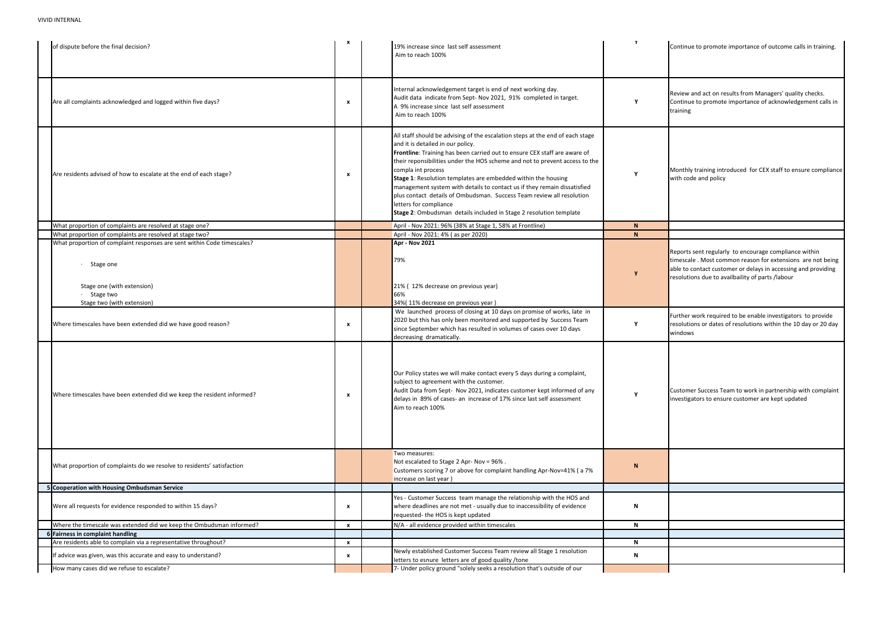| | | | | | | |
|---|---|---|---|---|---|---|
| | of dispute before the final decision? | x | | 19% increase since last self assessment<br>Aim to reach 100% | Y | Continue to promote importance of outcome calls in training. |
| | Are all complaints acknowledged and logged within five days? | x | | Internal acknowledgement target is end of next working day.<br>Audit data indicate from Sept- Nov 2021, 91% completed in target.<br>A 9% increase since last self assessment<br>Aim to reach 100% | Y | Review and act on results from Managers' quality checks. Continue to promote importance of acknowledgement calls in training |
| | Are residents advised of how to escalate at the end of each stage? | x | | All staff should be advising of the escalation steps at the end of each stage and it is detailed in our policy.<br>**Frontline**: Training has been carried out to ensure CEX staff are aware of their reponsibilities under the HOS scheme and not to prevent access to the compla int process<br>**Stage 1**: Resolution templates are embedded within the housing management system with details to contact us if they remain dissatisfied plus contact details of Ombudsman. Success Team review all resolution letters for compliance<br>**Stage 2**: Ombudsman details included in Stage 2 resolution template | Y | Monthly training introduced for CEX staff to ensure compliance with code and policy |
| | What proportion of complaints are resolved at stage one? | | | April - Nov 2021: 96% (38% at Stage 1, 58% at Frontline) | N | |
| | What proportion of complaints are resolved at stage two? | | | April - Nov 2021: 4% ( as per 2020) | N | |
| | What proportion of complaint responses are sent within Code timescales?<br>· Stage one<br>Stage one (with extension)<br>· Stage two<br>Stage two (with extension) | | | **Apr - Nov 2021**<br>79%<br>21% ( 12% decrease on previous year)<br>66%<br>34%( 11% decrease on previous year ) | y | Reports sent regularly to encourage compliance within timescale . Most common reason for extensions are not being able to contact customer or delays in accessing and providing resolutions due to availbaility of parts /labour |
| | Where timescales have been extended did we have good reason? | x | | We launched process of closing at 10 days on promise of works, late in 2020 but this has only been monitored and supported by Success Team since September which has resulted in volumes of cases over 10 days decreasing dramatically. | Y | Further work required to be enable investigators to provide resolutions or dates of resolutions within the 10 day or 20 day windows |
| | Where timescales have been extended did we keep the resident informed? | x | | Our Policy states we will make contact every 5 days during a complaint, subject to agreement with the customer.<br>Audit Data from Sept- Nov 2021, indicates customer kept informed of any delays in 89% of cases- an increase of 17% since last self assessment<br>Aim to reach 100% | Y | Customer Success Team to work in partnership with complaint investigators to ensure customer are kept updated |
| | What proportion of complaints do we resolve to residents' satisfaction | | | Two measures:<br>Not escalated to Stage 2 Apr- Nov = 96% .<br>Customers scoring 7 or above for complaint handling Apr-Nov=41% ( a 7% increase on last year ) | N | |
| 5 | **Cooperation with Housing Ombudsman Service** | | | | | |
| | Were all requests for evidence responded to within 15 days? | x | | Yes - Customer Success team manage the relationship with the HOS and where deadlines are not met - usually due to inaccessibility of evidence requested- the HOS is kept updated | N | |
| | Where the timescale was extended did we keep the Ombudsman informed? | x | | N/A - all evidence provided within timescales | N | |
| 6 | **Fairness in complaint handling** | | | | | |
| | Are residents able to complain via a representative throughout? | x | | | N | |
| | If advice was given, was this accurate and easy to understand? | x | | Newly established Customer Success Team review all Stage 1 resolution letters to esnure letters are of good quality /tone | N | |
| | How many cases did we refuse to escalate? | | | 7- Under policy ground "solely seeks a resolution that's outside of our | | |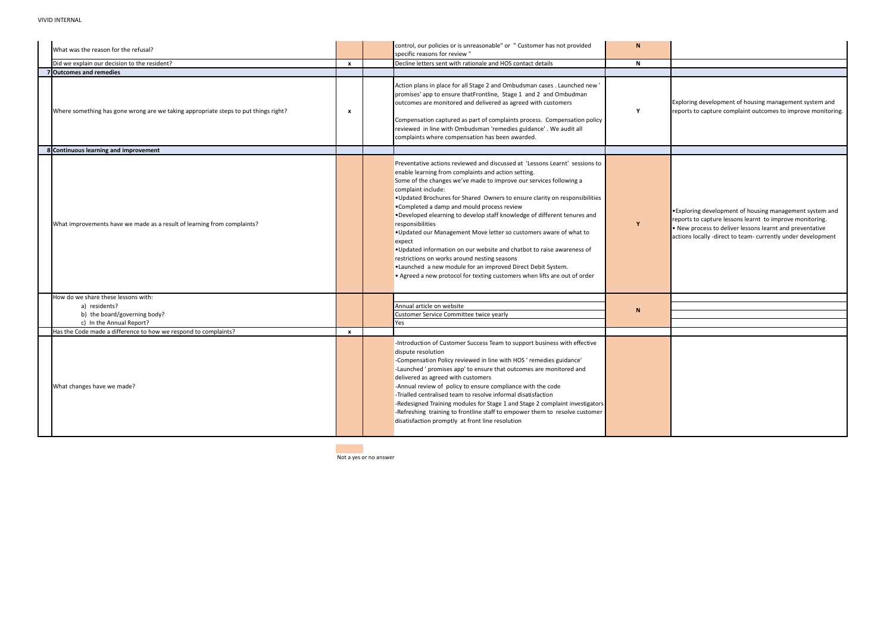| | | | | | | |
|---|---|---|---|---|---|---|
| | What was the reason for the refusal? | | | control, our policies or is unreasonable" or " Customer has not provided specific reasons for review " | N | |
| | Did we explain our decision to the resident? | x | | Decline letters sent with rationale and HOS contact details | N | |
| 7 | **Outcomes and remedies** | | | | | |
| | Where something has gone wrong are we taking appropriate steps to put things right? | x | | Action plans in place for all Stage 2 and Ombudsman cases . Launched new ' promises' app to ensure thatFrontline, Stage 1 and 2 and Ombudman outcomes are monitored and delivered as agreed with customers<br><br>Compensation captured as part of complaints process. Compensation policy reviewed in line with Ombudsman 'remedies guidance' . We audit all complaints where compensation has been awarded. | Y | Exploring development of housing management system and reports to capture complaint outcomes to improve monitoring. |
| 8 | **Continuous learning and improvement** | | | | | |
| | What improvements have we made as a result of learning from complaints? | | | Preventative actions reviewed and discussed at 'Lessons Learnt' sessions to enable learning from complaints and action setting.<br>Some of the changes we've made to improve our services following a complaint include:<br>•Updated Brochures for Shared Owners to ensure clarity on responsibilities<br>•Completed a damp and mould process review<br>•Developed elearning to develop staff knowledge of different tenures and responsibilities<br>•Updated our Management Move letter so customers aware of what to expect<br>•Updated information on our website and chatbot to raise awareness of restrictions on works around nesting seasons<br>•Launched a new module for an improved Direct Debit System.<br>• Agreed a new protocol for texting customers when lifts are out of order | Y | •Exploring development of housing management system and reports to capture lessons learnt to improve monitoring.<br>• New process to deliver lessons learnt and preventative actions locally -direct to team- currently under development |
| | How do we share these lessons with: | | | | | |
| | a) residents? | | | Annual article on website | N | |
| | b) the board/governing body? | | | Customer Service Committee twice yearly | | |
| | c) In the Annual Report? | | | Yes | | |
| | Has the Code made a difference to how we respond to complaints? | x | | | | |
| | What changes have we made? | | | -Introduction of Customer Success Team to support business with effective dispute resolution<br>-Compensation Policy reviewed in line with HOS ' remedies guidance'<br>-Launched ' promises app' to ensure that outcomes are monitored and delivered as agreed with customers<br>-Annual review of policy to ensure compliance with the code<br>-Trialled centralised team to resolve informal dissatisfaction<br>-Redesigned Training modules for Stage 1 and Stage 2 complaint investigators<br>-Refreshing training to frontline staff to empower them to resolve customer disatisfaction promptly at front line resolution | | |

Not a yes or no answer